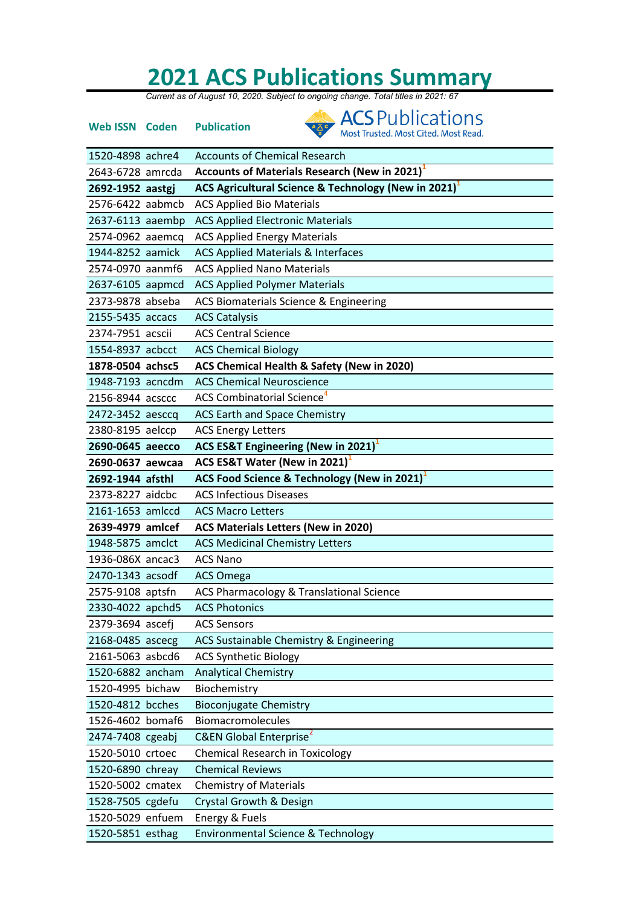# 2021 ACS Publications Summary

*Current as of August 10, 2020. Subject to ongoing change. Total titles in 2021: 67*

ACS Publications
Most Trusted. Most Cited. Most Read.

| Web ISSN | Coden | Publication |
|---|---|---|
| 1520-4898 | achre4 | Accounts of Chemical Research |
| 2643-6728 | amrcda | **Accounts of Materials Research (New in 2021)**[1] |
| **2692-1952** | **aastgj** | **ACS Agricultural Science & Technology (New in 2021)**[1] |
| 2576-6422 | aabmcb | ACS Applied Bio Materials |
| 2637-6113 | aaembp | ACS Applied Electronic Materials |
| 2574-0962 | aaemcq | ACS Applied Energy Materials |
| 1944-8252 | aamick | ACS Applied Materials & Interfaces |
| 2574-0970 | aanmf6 | ACS Applied Nano Materials |
| 2637-6105 | aapmcd | ACS Applied Polymer Materials |
| 2373-9878 | abseba | ACS Biomaterials Science & Engineering |
| 2155-5435 | accacs | ACS Catalysis |
| 2374-7951 | acscii | ACS Central Science |
| 1554-8937 | acbcct | ACS Chemical Biology |
| **1878-0504** | **achsc5** | **ACS Chemical Health & Safety (New in 2020)** |
| 1948-7193 | acncdm | ACS Chemical Neuroscience |
| 2156-8944 | acsccc | ACS Combinatorial Science[4] |
| 2472-3452 | aesccq | ACS Earth and Space Chemistry |
| 2380-8195 | aelccp | ACS Energy Letters |
| **2690-0645** | **aeecco** | **ACS ES&T Engineering (New in 2021)**[1] |
| **2690-0637** | **aewcaa** | **ACS ES&T Water (New in 2021)**[1] |
| **2692-1944** | **afsthl** | **ACS Food Science & Technology (New in 2021)**[1] |
| 2373-8227 | aidcbc | ACS Infectious Diseases |
| 2161-1653 | amlccd | ACS Macro Letters |
| **2639-4979** | **amlcef** | **ACS Materials Letters (New in 2020)** |
| 1948-5875 | amclct | ACS Medicinal Chemistry Letters |
| 1936-086X | ancac3 | ACS Nano |
| 2470-1343 | acsodf | ACS Omega |
| 2575-9108 | aptsfn | ACS Pharmacology & Translational Science |
| 2330-4022 | apchd5 | ACS Photonics |
| 2379-3694 | ascefj | ACS Sensors |
| 2168-0485 | ascecg | ACS Sustainable Chemistry & Engineering |
| 2161-5063 | asbcd6 | ACS Synthetic Biology |
| 1520-6882 | ancham | Analytical Chemistry |
| 1520-4995 | bichaw | Biochemistry |
| 1520-4812 | bcches | Bioconjugate Chemistry |
| 1526-4602 | bomaf6 | Biomacromolecules |
| 2474-7408 | cgeabj | C&EN Global Enterprise[2] |
| 1520-5010 | crtoec | Chemical Research in Toxicology |
| 1520-6890 | chreay | Chemical Reviews |
| 1520-5002 | cmatex | Chemistry of Materials |
| 1528-7505 | cgdefu | Crystal Growth & Design |
| 1520-5029 | enfuem | Energy & Fuels |
| 1520-5851 | esthag | Environmental Science & Technology |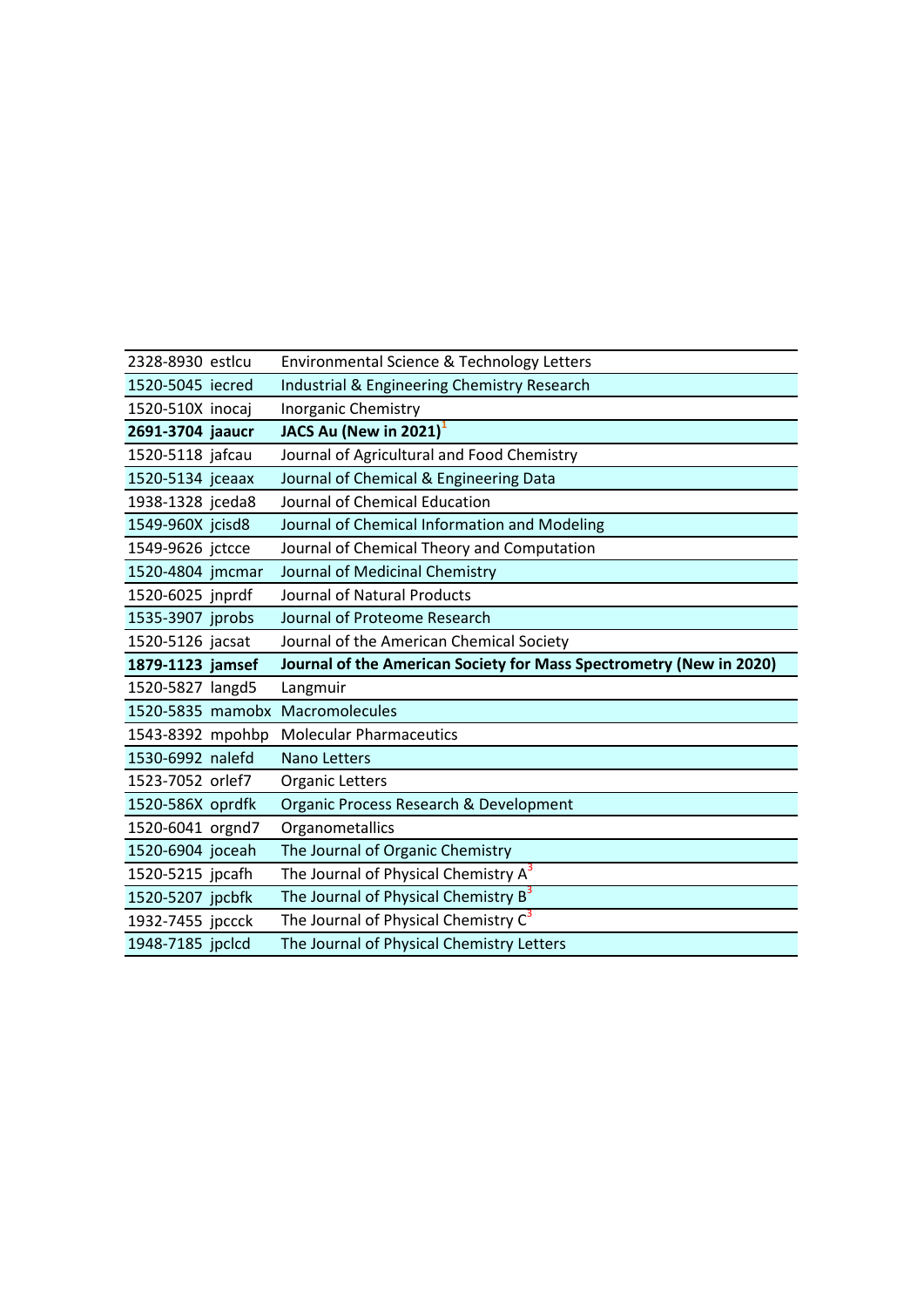| | | |
|---|---|---|
| 2328-8930 | estlcu | Environmental Science & Technology Letters |
| 1520-5045 | iecred | Industrial & Engineering Chemistry Research |
| 1520-510X | inocaj | Inorganic Chemistry |
| **2691-3704** | **jaaucr** | **JACS Au (New in 2021)**[1] |
| 1520-5118 | jafcau | Journal of Agricultural and Food Chemistry |
| 1520-5134 | jceaax | Journal of Chemical & Engineering Data |
| 1938-1328 | jceda8 | Journal of Chemical Education |
| 1549-960X | jcisd8 | Journal of Chemical Information and Modeling |
| 1549-9626 | jctcce | Journal of Chemical Theory and Computation |
| 1520-4804 | jmcmar | Journal of Medicinal Chemistry |
| 1520-6025 | jnprdf | Journal of Natural Products |
| 1535-3907 | jprobs | Journal of Proteome Research |
| 1520-5126 | jacsat | Journal of the American Chemical Society |
| **1879-1123** | **jamsef** | **Journal of the American Society for Mass Spectrometry (New in 2020)** |
| 1520-5827 | langd5 | Langmuir |
| 1520-5835 | mamobx | Macromolecules |
| 1543-8392 | mpohbp | Molecular Pharmaceutics |
| 1530-6992 | nalefd | Nano Letters |
| 1523-7052 | orlef7 | Organic Letters |
| 1520-586X | oprdfk | Organic Process Research & Development |
| 1520-6041 | orgnd7 | Organometallics |
| 1520-6904 | joceah | The Journal of Organic Chemistry |
| 1520-5215 | jpcafh | The Journal of Physical Chemistry A[3] |
| 1520-5207 | jpcbfk | The Journal of Physical Chemistry B[3] |
| 1932-7455 | jpccck | The Journal of Physical Chemistry C[3] |
| 1948-7185 | jpclcd | The Journal of Physical Chemistry Letters |